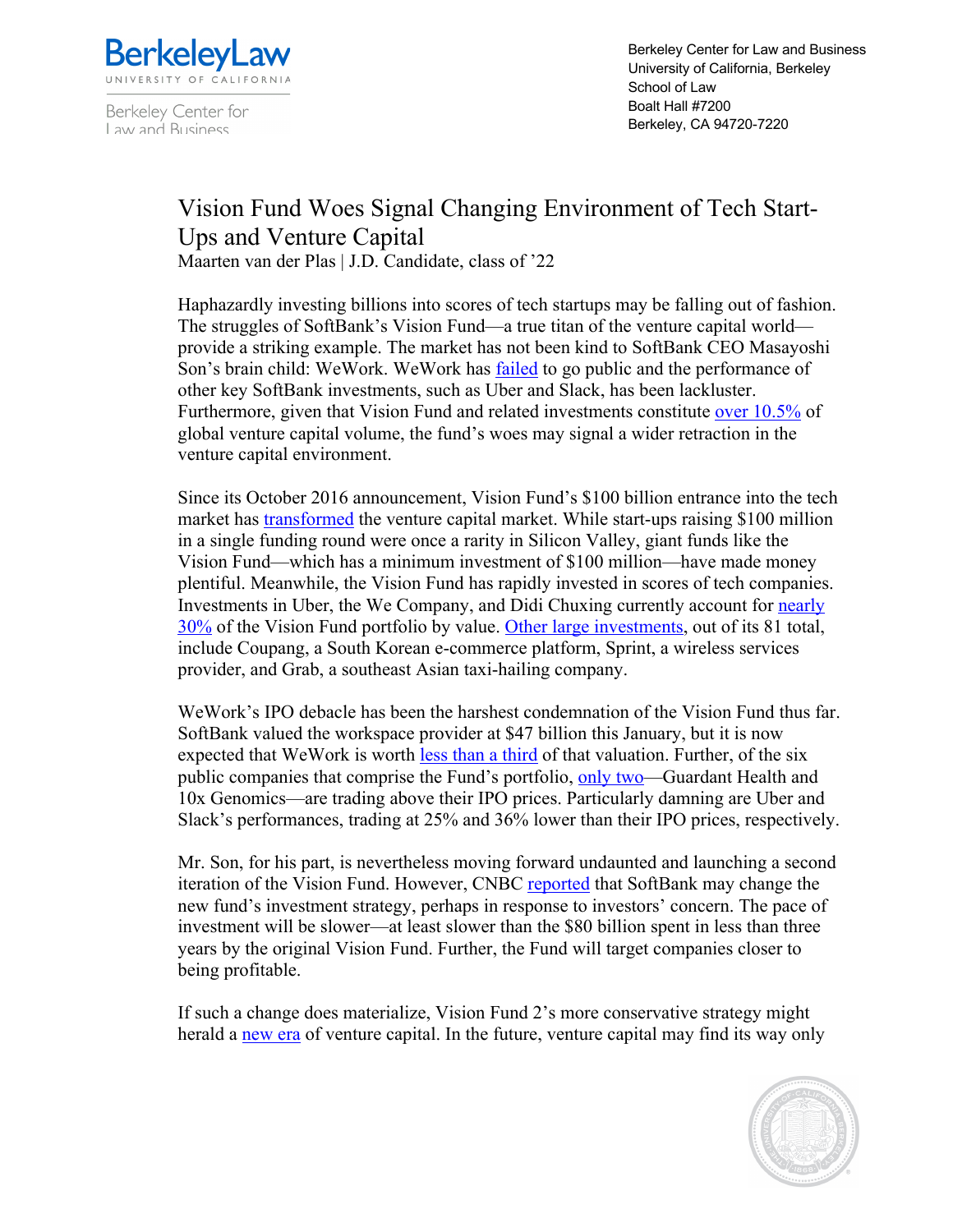# Vision Fund Woes Signal Changing Environment of Tech Start-Ups and Venture Capital

Maarten van der Plas | J.D. Candidate, class of '22

Haphazardly investing billions into scores of tech startups may be falling out of fashion. The struggles of SoftBank's Vision Fund—a true titan of the venture capital world—provide a striking example. The market has not been kind to SoftBank CEO Masayoshi Son's brain child: WeWork. WeWork has failed to go public and the performance of other key SoftBank investments, such as Uber and Slack, has been lackluster. Furthermore, given that Vision Fund and related investments constitute over 10.5% of global venture capital volume, the fund's woes may signal a wider retraction in the venture capital environment.

Since its October 2016 announcement, Vision Fund's $100 billion entrance into the tech market has transformed the venture capital market. While start-ups raising $100 million in a single funding round were once a rarity in Silicon Valley, giant funds like the Vision Fund—which has a minimum investment of $100 million—have made money plentiful. Meanwhile, the Vision Fund has rapidly invested in scores of tech companies. Investments in Uber, the We Company, and Didi Chuxing currently account for nearly 30% of the Vision Fund portfolio by value. Other large investments, out of its 81 total, include Coupang, a South Korean e-commerce platform, Sprint, a wireless services provider, and Grab, a southeast Asian taxi-hailing company.

WeWork's IPO debacle has been the harshest condemnation of the Vision Fund thus far. SoftBank valued the workspace provider at $47 billion this January, but it is now expected that WeWork is worth less than a third of that valuation. Further, of the six public companies that comprise the Fund's portfolio, only two—Guardant Health and 10x Genomics—are trading above their IPO prices. Particularly damning are Uber and Slack's performances, trading at 25% and 36% lower than their IPO prices, respectively.

Mr. Son, for his part, is nevertheless moving forward undaunted and launching a second iteration of the Vision Fund. However, CNBC reported that SoftBank may change the new fund's investment strategy, perhaps in response to investors' concern. The pace of investment will be slower—at least slower than the $80 billion spent in less than three years by the original Vision Fund. Further, the Fund will target companies closer to being profitable.

If such a change does materialize, Vision Fund 2's more conservative strategy might herald a new era of venture capital. In the future, venture capital may find its way only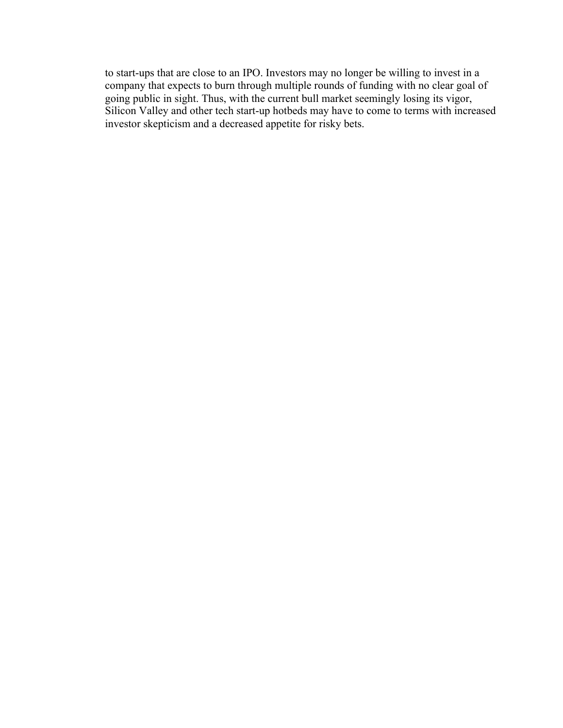to start-ups that are close to an IPO. Investors may no longer be willing to invest in a company that expects to burn through multiple rounds of funding with no clear goal of going public in sight. Thus, with the current bull market seemingly losing its vigor, Silicon Valley and other tech start-up hotbeds may have to come to terms with increased investor skepticism and a decreased appetite for risky bets.